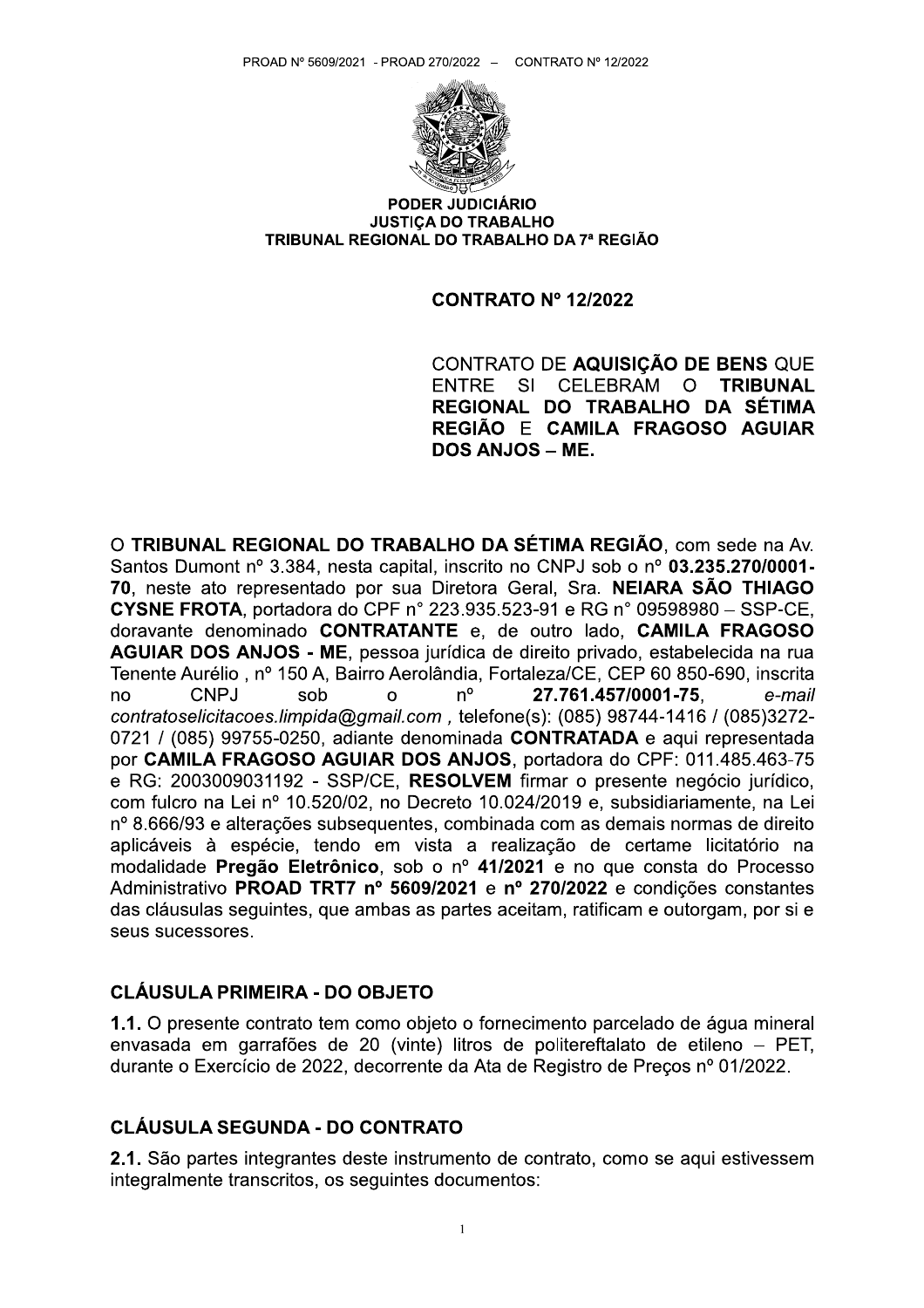**PODER JUDICIÁRIO**
**JUSTIÇA DO TRABALHO**
**TRIBUNAL REGIONAL DO TRABALHO DA 7ª REGIÃO**

# CONTRATO Nº 12/2022

CONTRATO DE **AQUISIÇÃO DE BENS** QUE ENTRE SI CELEBRAM O **TRIBUNAL REGIONAL DO TRABALHO DA SÉTIMA REGIÃO** E **CAMILA FRAGOSO AGUIAR DOS ANJOS – ME.**

O **TRIBUNAL REGIONAL DO TRABALHO DA SÉTIMA REGIÃO**, com sede na Av. Santos Dumont nº 3.384, nesta capital, inscrito no CNPJ sob o nº **03.235.270/0001-70**, neste ato representado por sua Diretora Geral, Sra. **NEIARA SÃO THIAGO CYSNE FROTA**, portadora do CPF n° 223.935.523-91 e RG n° 09598980 – SSP-CE, doravante denominado **CONTRATANTE** e, de outro lado, **CAMILA FRAGOSO AGUIAR DOS ANJOS - ME**, pessoa jurídica de direito privado, estabelecida na rua Tenente Aurélio , nº 150 A, Bairro Aerolândia, Fortaleza/CE, CEP 60 850-690, inscrita no CNPJ sob o nº **27.761.457/0001-75**, *e-mail contratoselicitacoes.limpida@gmail.com* , telefone(s): (085) 98744-1416 / (085)3272-0721 / (085) 99755-0250, adiante denominada **CONTRATADA** e aqui representada por **CAMILA FRAGOSO AGUIAR DOS ANJOS**, portadora do CPF: 011.485.463-75 e RG: 2003009031192 - SSP/CE, **RESOLVEM** firmar o presente negócio jurídico, com fulcro na Lei nº 10.520/02, no Decreto 10.024/2019 e, subsidiariamente, na Lei nº 8.666/93 e alterações subsequentes, combinada com as demais normas de direito aplicáveis à espécie, tendo em vista a realização de certame licitatório na modalidade **Pregão Eletrônico**, sob o nº **41/2021** e no que consta do Processo Administrativo **PROAD TRT7 nº 5609/2021** e **nº 270/2022** e condições constantes das cláusulas seguintes, que ambas as partes aceitam, ratificam e outorgam, por si e seus sucessores.

## CLÁUSULA PRIMEIRA - DO OBJETO

**1.1.** O presente contrato tem como objeto o fornecimento parcelado de água mineral envasada em garrafões de 20 (vinte) litros de politereftalato de etileno – PET, durante o Exercício de 2022, decorrente da Ata de Registro de Preços nº 01/2022.

## CLÁUSULA SEGUNDA - DO CONTRATO

**2.1.** São partes integrantes deste instrumento de contrato, como se aqui estivessem integralmente transcritos, os seguintes documentos: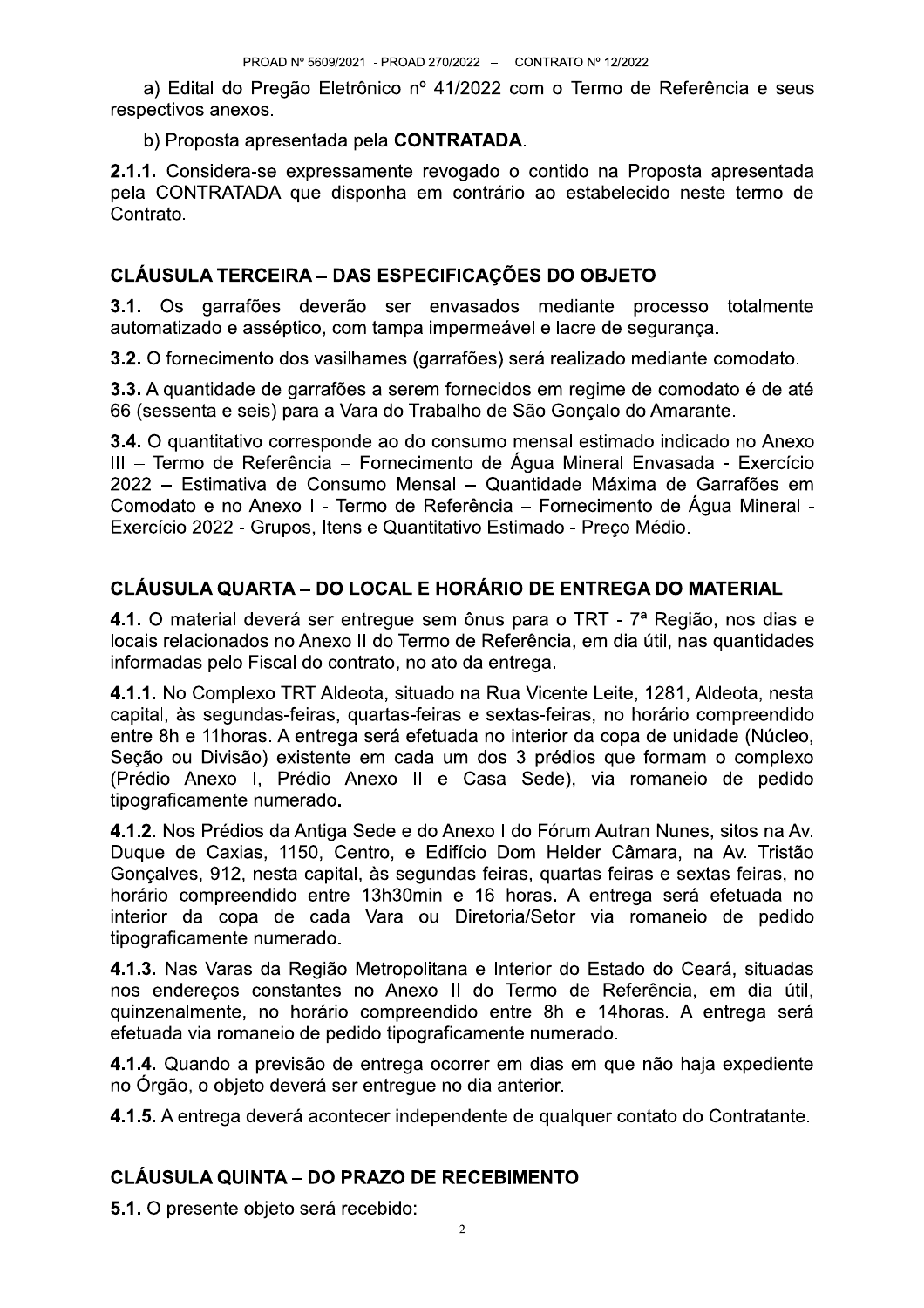a) Edital do Pregão Eletrônico nº 41/2022 com o Termo de Referência e seus respectivos anexos.

b) Proposta apresentada pela **CONTRATADA**.

**2.1.1**. Considera-se expressamente revogado o contido na Proposta apresentada pela CONTRATADA que disponha em contrário ao estabelecido neste termo de Contrato.

## CLÁUSULA TERCEIRA – DAS ESPECIFICAÇÕES DO OBJETO

**3.1.** Os garrafões deverão ser envasados mediante processo totalmente automatizado e asséptico, com tampa impermeável e lacre de segurança.

**3.2.** O fornecimento dos vasilhames (garrafões) será realizado mediante comodato.

**3.3.** A quantidade de garrafões a serem fornecidos em regime de comodato é de até 66 (sessenta e seis) para a Vara do Trabalho de São Gonçalo do Amarante.

**3.4.** O quantitativo corresponde ao do consumo mensal estimado indicado no Anexo III – Termo de Referência – Fornecimento de Água Mineral Envasada - Exercício 2022 – Estimativa de Consumo Mensal – Quantidade Máxima de Garrafões em Comodato e no Anexo I - Termo de Referência – Fornecimento de Água Mineral - Exercício 2022 - Grupos, Itens e Quantitativo Estimado - Preço Médio.

## CLÁUSULA QUARTA – DO LOCAL E HORÁRIO DE ENTREGA DO MATERIAL

**4.1**. O material deverá ser entregue sem ônus para o TRT - 7ª Região, nos dias e locais relacionados no Anexo II do Termo de Referência, em dia útil, nas quantidades informadas pelo Fiscal do contrato, no ato da entrega.

**4.1.1**. No Complexo TRT Aldeota, situado na Rua Vicente Leite, 1281, Aldeota, nesta capital, às segundas-feiras, quartas-feiras e sextas-feiras, no horário compreendido entre 8h e 11horas. A entrega será efetuada no interior da copa de unidade (Núcleo, Seção ou Divisão) existente em cada um dos 3 prédios que formam o complexo (Prédio Anexo I, Prédio Anexo II e Casa Sede), via romaneio de pedido tipograficamente numerado**.**

**4.1.2**. Nos Prédios da Antiga Sede e do Anexo I do Fórum Autran Nunes, sitos na Av. Duque de Caxias, 1150, Centro, e Edifício Dom Helder Câmara, na Av. Tristão Gonçalves, 912, nesta capital, às segundas-feiras, quartas-feiras e sextas-feiras, no horário compreendido entre 13h30min e 16 horas. A entrega será efetuada no interior da copa de cada Vara ou Diretoria/Setor via romaneio de pedido tipograficamente numerado.

**4.1.3**. Nas Varas da Região Metropolitana e Interior do Estado do Ceará, situadas nos endereços constantes no Anexo II do Termo de Referência, em dia útil, quinzenalmente, no horário compreendido entre 8h e 14horas. A entrega será efetuada via romaneio de pedido tipograficamente numerado.

**4.1.4**. Quando a previsão de entrega ocorrer em dias em que não haja expediente no Órgão, o objeto deverá ser entregue no dia anterior.

**4.1.5**. A entrega deverá acontecer independente de qualquer contato do Contratante.

## CLÁUSULA QUINTA – DO PRAZO DE RECEBIMENTO

**5.1.** O presente objeto será recebido: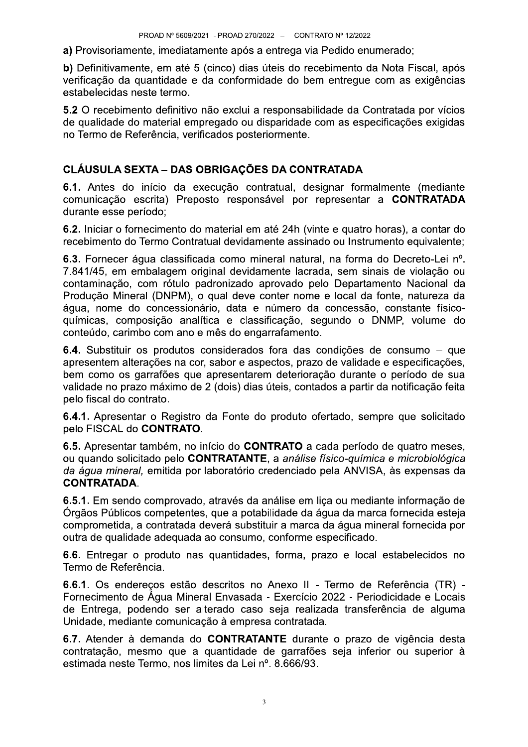**a)** Provisoriamente, imediatamente após a entrega via Pedido enumerado;

**b)** Definitivamente, em até 5 (cinco) dias úteis do recebimento da Nota Fiscal, após verificação da quantidade e da conformidade do bem entregue com as exigências estabelecidas neste termo.

**5.2** O recebimento definitivo não exclui a responsabilidade da Contratada por vícios de qualidade do material empregado ou disparidade com as especificações exigidas no Termo de Referência, verificados posteriormente.

## CLÁUSULA SEXTA – DAS OBRIGAÇÕES DA CONTRATADA

**6.1.** Antes do início da execução contratual, designar formalmente (mediante comunicação escrita) Preposto responsável por representar a **CONTRATADA** durante esse período;

**6.2.** Iniciar o fornecimento do material em até 24h (vinte e quatro horas), a contar do recebimento do Termo Contratual devidamente assinado ou Instrumento equivalente;

**6.3.** Fornecer água classificada como mineral natural, na forma do Decreto-Lei nº. 7.841/45, em embalagem original devidamente lacrada, sem sinais de violação ou contaminação, com rótulo padronizado aprovado pelo Departamento Nacional da Produção Mineral (DNPM), o qual deve conter nome e local da fonte, natureza da água, nome do concessionário, data e número da concessão, constante físico-químicas, composição analítica e classificação, segundo o DNMP, volume do conteúdo, carimbo com ano e mês do engarrafamento.

**6.4.** Substituir os produtos considerados fora das condições de consumo – que apresentem alterações na cor, sabor e aspectos, prazo de validade e especificações, bem como os garrafões que apresentarem deterioração durante o período de sua validade no prazo máximo de 2 (dois) dias úteis, contados a partir da notificação feita pelo fiscal do contrato.

**6.4.1**. Apresentar o Registro da Fonte do produto ofertado, sempre que solicitado pelo FISCAL do **CONTRATO**.

**6.5.** Apresentar também, no início do **CONTRATO** a cada período de quatro meses, ou quando solicitado pelo **CONTRATANTE**, a *análise físico-química e microbiológica da água mineral,* emitida por laboratório credenciado pela ANVISA, às expensas da **CONTRATADA**.

**6.5.1**. Em sendo comprovado, através da análise em liça ou mediante informação de Órgãos Públicos competentes, que a potabilidade da água da marca fornecida esteja comprometida, a contratada deverá substituir a marca da água mineral fornecida por outra de qualidade adequada ao consumo, conforme especificado.

**6.6.** Entregar o produto nas quantidades, forma, prazo e local estabelecidos no Termo de Referência.

**6.6.1**. Os endereços estão descritos no Anexo II - Termo de Referência (TR) - Fornecimento de Água Mineral Envasada - Exercício 2022 - Periodicidade e Locais de Entrega, podendo ser alterado caso seja realizada transferência de alguma Unidade, mediante comunicação à empresa contratada.

**6.7.** Atender à demanda do **CONTRATANTE** durante o prazo de vigência desta contratação, mesmo que a quantidade de garrafões seja inferior ou superior à estimada neste Termo, nos limites da Lei nº. 8.666/93.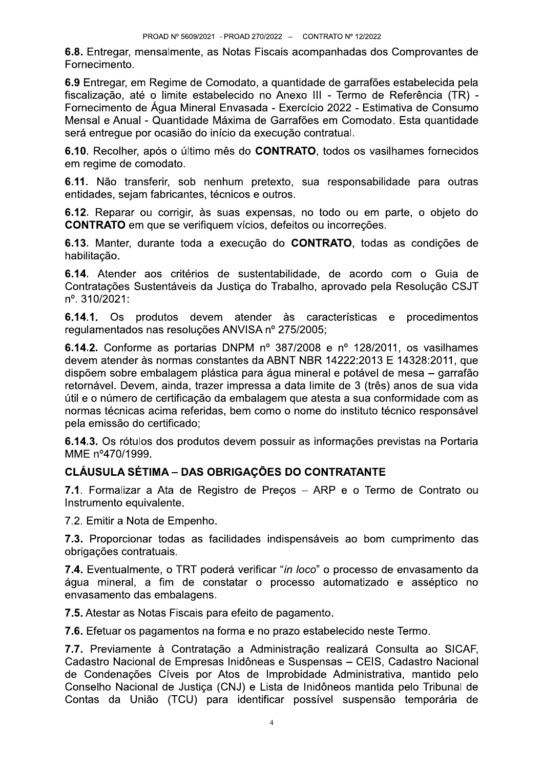**6.8.** Entregar, mensalmente, as Notas Fiscais acompanhadas dos Comprovantes de Fornecimento.

**6.9** Entregar, em Regime de Comodato, a quantidade de garrafões estabelecida pela fiscalização, até o limite estabelecido no Anexo III - Termo de Referência (TR) - Fornecimento de Água Mineral Envasada - Exercício 2022 - Estimativa de Consumo Mensal e Anual - Quantidade Máxima de Garrafões em Comodato. Esta quantidade será entregue por ocasião do início da execução contratual.

**6.10**. Recolher, após o último mês do **CONTRATO**, todos os vasilhames fornecidos em regime de comodato.

**6.11**. Não transferir, sob nenhum pretexto, sua responsabilidade para outras entidades, sejam fabricantes, técnicos e outros.

**6.12**. Reparar ou corrigir, às suas expensas, no todo ou em parte, o objeto do **CONTRATO** em que se verifiquem vícios, defeitos ou incorreções.

**6.13**. Manter, durante toda a execução do **CONTRATO**, todas as condições de habilitação.

**6.14**. Atender aos critérios de sustentabilidade, de acordo com o Guia de Contratações Sustentáveis da Justiça do Trabalho, aprovado pela Resolução CSJT nº. 310/2021:

**6.14.1.** Os produtos devem atender às características e procedimentos regulamentados nas resoluções ANVISA nº 275/2005;

**6.14.2.** Conforme as portarias DNPM nº 387/2008 e nº 128/2011, os vasilhames devem atender às normas constantes da ABNT NBR 14222:2013 E 14328:2011, que dispõem sobre embalagem plástica para água mineral e potável de mesa – garrafão retornável. Devem, ainda, trazer impressa a data limite de 3 (três) anos de sua vida útil e o número de certificação da embalagem que atesta a sua conformidade com as normas técnicas acima referidas, bem como o nome do instituto técnico responsável pela emissão do certificado;

**6.14.3.** Os rótulos dos produtos devem possuir as informações previstas na Portaria MME nº470/1999.

## CLÁUSULA SÉTIMA – DAS OBRIGAÇÕES DO CONTRATANTE

**7.1**. Formalizar a Ata de Registro de Preços – ARP e o Termo de Contrato ou Instrumento equivalente.

7.2. Emitir a Nota de Empenho.

**7.3.** Proporcionar todas as facilidades indispensáveis ao bom cumprimento das obrigações contratuais.

**7.4.** Eventualmente, o TRT poderá verificar "*in loco*" o processo de envasamento da água mineral, a fim de constatar o processo automatizado e asséptico no envasamento das embalagens.

**7.5.** Atestar as Notas Fiscais para efeito de pagamento.

**7.6.** Efetuar os pagamentos na forma e no prazo estabelecido neste Termo.

**7.7.** Previamente à Contratação a Administração realizará Consulta ao SICAF, Cadastro Nacional de Empresas Inidôneas e Suspensas – CEIS, Cadastro Nacional de Condenações Cíveis por Atos de Improbidade Administrativa, mantido pelo Conselho Nacional de Justiça (CNJ) e Lista de Inidôneos mantida pelo Tribunal de Contas da União (TCU) para identificar possível suspensão temporária de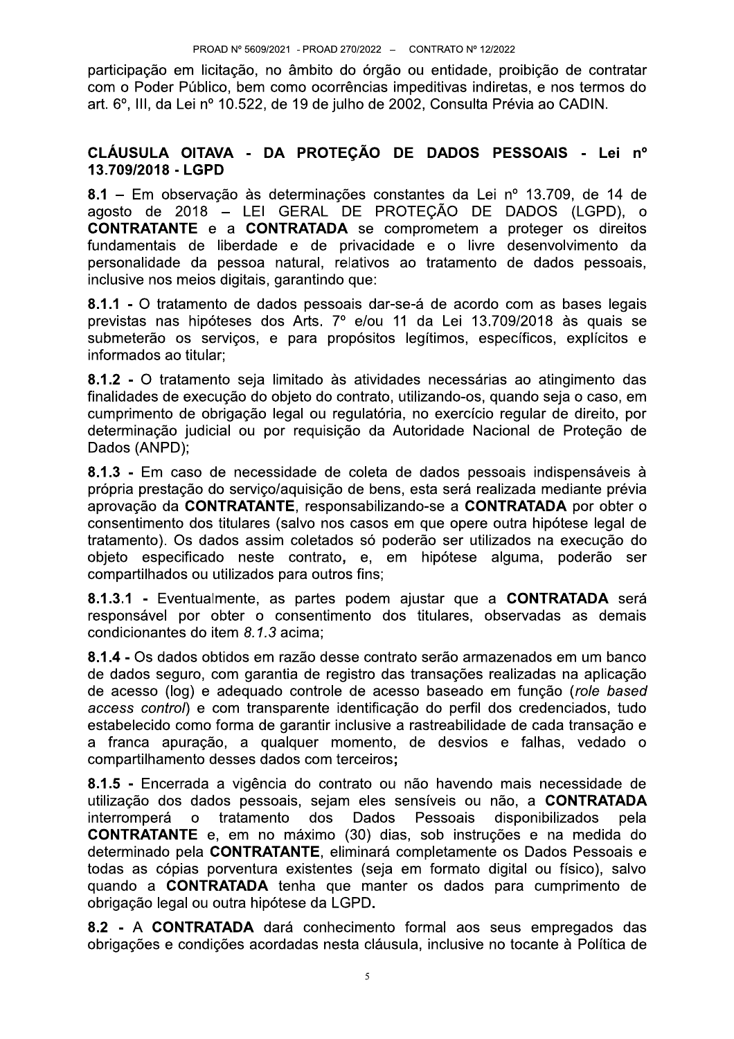participação em licitação, no âmbito do órgão ou entidade, proibição de contratar com o Poder Público, bem como ocorrências impeditivas indiretas, e nos termos do art. 6º, III, da Lei nº 10.522, de 19 de julho de 2002, Consulta Prévia ao CADIN.

## CLÁUSULA OITAVA - DA PROTEÇÃO DE DADOS PESSOAIS - Lei nº 13.709/2018 - LGPD

**8.1** – Em observação às determinações constantes da Lei nº 13.709, de 14 de agosto de 2018 – LEI GERAL DE PROTEÇÃO DE DADOS (LGPD), o **CONTRATANTE** e a **CONTRATADA** se comprometem a proteger os direitos fundamentais de liberdade e de privacidade e o livre desenvolvimento da personalidade da pessoa natural, relativos ao tratamento de dados pessoais, inclusive nos meios digitais, garantindo que:

**8.1.1** - O tratamento de dados pessoais dar-se-á de acordo com as bases legais previstas nas hipóteses dos Arts. 7º e/ou 11 da Lei 13.709/2018 às quais se submeterão os serviços, e para propósitos legítimos, específicos, explícitos e informados ao titular;

**8.1.2** - O tratamento seja limitado às atividades necessárias ao atingimento das finalidades de execução do objeto do contrato, utilizando-os, quando seja o caso, em cumprimento de obrigação legal ou regulatória, no exercício regular de direito, por determinação judicial ou por requisição da Autoridade Nacional de Proteção de Dados (ANPD);

**8.1.3** - Em caso de necessidade de coleta de dados pessoais indispensáveis à própria prestação do serviço/aquisição de bens, esta será realizada mediante prévia aprovação da **CONTRATANTE**, responsabilizando-se a **CONTRATADA** por obter o consentimento dos titulares (salvo nos casos em que opere outra hipótese legal de tratamento). Os dados assim coletados só poderão ser utilizados na execução do objeto especificado neste contrato**,** e, em hipótese alguma, poderão ser compartilhados ou utilizados para outros fins;

**8.1.3.1** - Eventualmente, as partes podem ajustar que a **CONTRATADA** será responsável por obter o consentimento dos titulares, observadas as demais condicionantes do item *8.1.3* acima;

**8.1.4** - Os dados obtidos em razão desse contrato serão armazenados em um banco de dados seguro, com garantia de registro das transações realizadas na aplicação de acesso (log) e adequado controle de acesso baseado em função (*role based access control*) e com transparente identificação do perfil dos credenciados, tudo estabelecido como forma de garantir inclusive a rastreabilidade de cada transação e a franca apuração, a qualquer momento, de desvios e falhas, vedado o compartilhamento desses dados com terceiros**;**

**8.1.5** - Encerrada a vigência do contrato ou não havendo mais necessidade de utilização dos dados pessoais, sejam eles sensíveis ou não, a **CONTRATADA** interromperá o tratamento dos Dados Pessoais disponibilizados pela **CONTRATANTE** e, em no máximo (30) dias, sob instruções e na medida do determinado pela **CONTRATANTE**, eliminará completamente os Dados Pessoais e todas as cópias porventura existentes (seja em formato digital ou físico), salvo quando a **CONTRATADA** tenha que manter os dados para cumprimento de obrigação legal ou outra hipótese da LGPD**.**

**8.2** - A **CONTRATADA** dará conhecimento formal aos seus empregados das obrigações e condições acordadas nesta cláusula, inclusive no tocante à Política de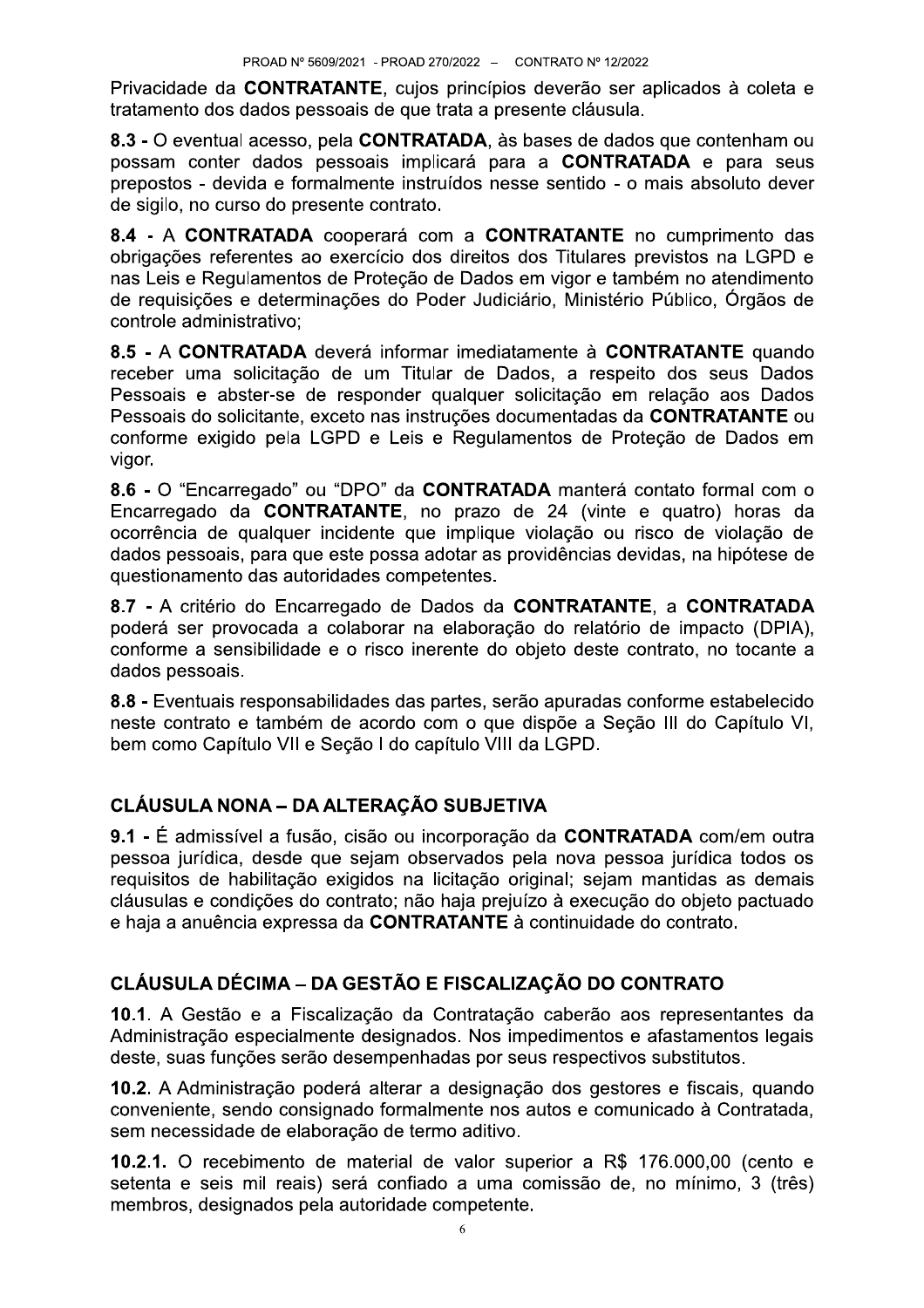Privacidade da **CONTRATANTE**, cujos princípios deverão ser aplicados à coleta e tratamento dos dados pessoais de que trata a presente cláusula.

**8.3 -** O eventual acesso, pela **CONTRATADA**, às bases de dados que contenham ou possam conter dados pessoais implicará para a **CONTRATADA** e para seus prepostos - devida e formalmente instruídos nesse sentido - o mais absoluto dever de sigilo, no curso do presente contrato.

**8.4 -** A **CONTRATADA** cooperará com a **CONTRATANTE** no cumprimento das obrigações referentes ao exercício dos direitos dos Titulares previstos na LGPD e nas Leis e Regulamentos de Proteção de Dados em vigor e também no atendimento de requisições e determinações do Poder Judiciário, Ministério Público, Órgãos de controle administrativo;

**8.5 -** A **CONTRATADA** deverá informar imediatamente à **CONTRATANTE** quando receber uma solicitação de um Titular de Dados, a respeito dos seus Dados Pessoais e abster-se de responder qualquer solicitação em relação aos Dados Pessoais do solicitante, exceto nas instruções documentadas da **CONTRATANTE** ou conforme exigido pela LGPD e Leis e Regulamentos de Proteção de Dados em vigor.

**8.6 -** O "Encarregado" ou "DPO" da **CONTRATADA** manterá contato formal com o Encarregado da **CONTRATANTE**, no prazo de 24 (vinte e quatro) horas da ocorrência de qualquer incidente que implique violação ou risco de violação de dados pessoais, para que este possa adotar as providências devidas, na hipótese de questionamento das autoridades competentes.

**8.7 -** A critério do Encarregado de Dados da **CONTRATANTE**, a **CONTRATADA** poderá ser provocada a colaborar na elaboração do relatório de impacto (DPIA), conforme a sensibilidade e o risco inerente do objeto deste contrato, no tocante a dados pessoais.

**8.8 -** Eventuais responsabilidades das partes, serão apuradas conforme estabelecido neste contrato e também de acordo com o que dispõe a Seção III do Capítulo VI, bem como Capítulo VII e Seção I do capítulo VIII da LGPD.

## CLÁUSULA NONA – DA ALTERAÇÃO SUBJETIVA

**9.1 -** É admissível a fusão, cisão ou incorporação da **CONTRATADA** com/em outra pessoa jurídica, desde que sejam observados pela nova pessoa jurídica todos os requisitos de habilitação exigidos na licitação original; sejam mantidas as demais cláusulas e condições do contrato; não haja prejuízo à execução do objeto pactuado e haja a anuência expressa da **CONTRATANTE** à continuidade do contrato.

## CLÁUSULA DÉCIMA – DA GESTÃO E FISCALIZAÇÃO DO CONTRATO

**10.1**. A Gestão e a Fiscalização da Contratação caberão aos representantes da Administração especialmente designados. Nos impedimentos e afastamentos legais deste, suas funções serão desempenhadas por seus respectivos substitutos.

**10.2**. A Administração poderá alterar a designação dos gestores e fiscais, quando conveniente, sendo consignado formalmente nos autos e comunicado à Contratada, sem necessidade de elaboração de termo aditivo.

**10.2.1.** O recebimento de material de valor superior a R$ 176.000,00 (cento e setenta e seis mil reais) será confiado a uma comissão de, no mínimo, 3 (três) membros, designados pela autoridade competente.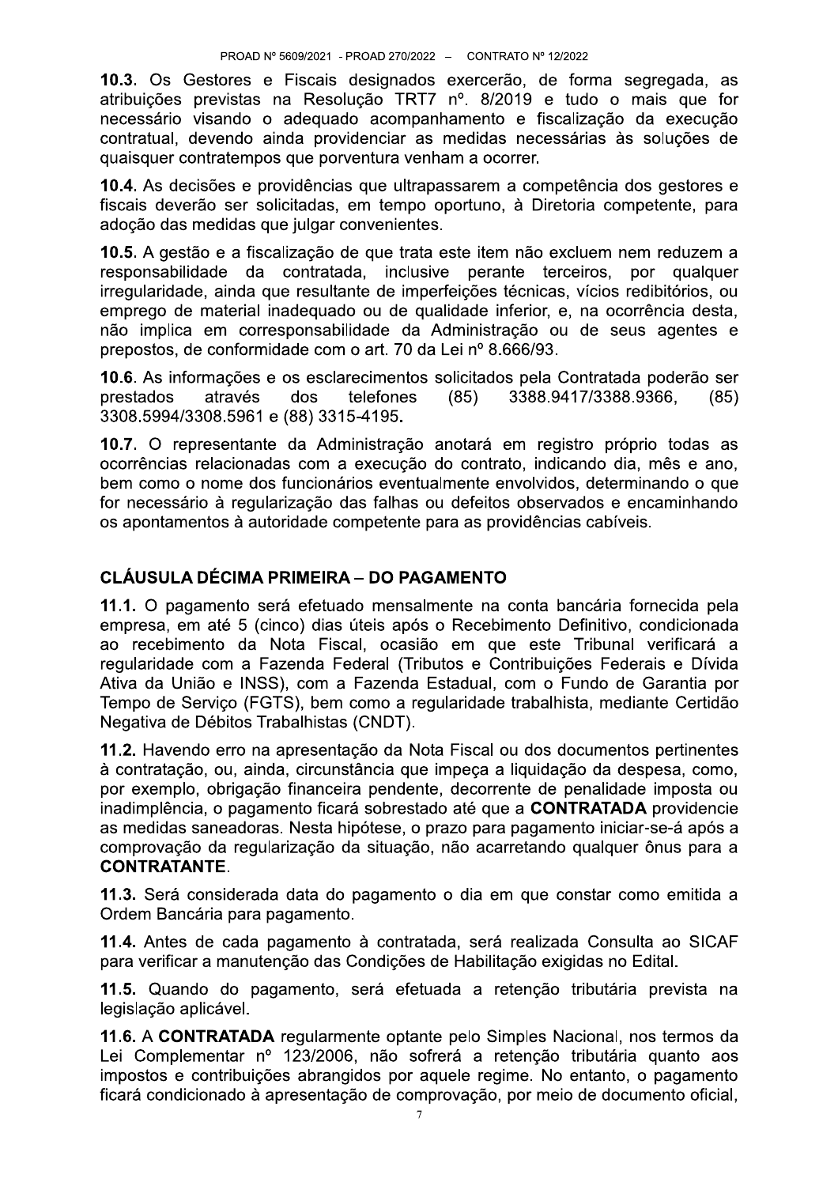**10.3.** Os Gestores e Fiscais designados exercerão, de forma segregada, as atribuições previstas na Resolução TRT7 nº. 8/2019 e tudo o mais que for necessário visando o adequado acompanhamento e fiscalização da execução contratual, devendo ainda providenciar as medidas necessárias às soluções de quaisquer contratempos que porventura venham a ocorrer.

**10.4.** As decisões e providências que ultrapassarem a competência dos gestores e fiscais deverão ser solicitadas, em tempo oportuno, à Diretoria competente, para adoção das medidas que julgar convenientes.

**10.5.** A gestão e a fiscalização de que trata este item não excluem nem reduzem a responsabilidade da contratada, inclusive perante terceiros, por qualquer irregularidade, ainda que resultante de imperfeições técnicas, vícios redibitórios, ou emprego de material inadequado ou de qualidade inferior, e, na ocorrência desta, não implica em corresponsabilidade da Administração ou de seus agentes e prepostos, de conformidade com o art. 70 da Lei nº 8.666/93.

**10.6.** As informações e os esclarecimentos solicitados pela Contratada poderão ser prestados através dos telefones (85) 3388.9417/3388.9366, (85) 3308.5994/3308.5961 e (88) 3315-4195.

**10.7.** O representante da Administração anotará em registro próprio todas as ocorrências relacionadas com a execução do contrato, indicando dia, mês e ano, bem como o nome dos funcionários eventualmente envolvidos, determinando o que for necessário à regularização das falhas ou defeitos observados e encaminhando os apontamentos à autoridade competente para as providências cabíveis.

## CLÁUSULA DÉCIMA PRIMEIRA – DO PAGAMENTO

**11.1.** O pagamento será efetuado mensalmente na conta bancária fornecida pela empresa, em até 5 (cinco) dias úteis após o Recebimento Definitivo, condicionada ao recebimento da Nota Fiscal, ocasião em que este Tribunal verificará a regularidade com a Fazenda Federal (Tributos e Contribuições Federais e Dívida Ativa da União e INSS), com a Fazenda Estadual, com o Fundo de Garantia por Tempo de Serviço (FGTS), bem como a regularidade trabalhista, mediante Certidão Negativa de Débitos Trabalhistas (CNDT).

**11.2.** Havendo erro na apresentação da Nota Fiscal ou dos documentos pertinentes à contratação, ou, ainda, circunstância que impeça a liquidação da despesa, como, por exemplo, obrigação financeira pendente, decorrente de penalidade imposta ou inadimplência, o pagamento ficará sobrestado até que a **CONTRATADA** providencie as medidas saneadoras. Nesta hipótese, o prazo para pagamento iniciar-se-á após a comprovação da regularização da situação, não acarretando qualquer ônus para a **CONTRATANTE**.

**11.3.** Será considerada data do pagamento o dia em que constar como emitida a Ordem Bancária para pagamento.

**11.4.** Antes de cada pagamento à contratada, será realizada Consulta ao SICAF para verificar a manutenção das Condições de Habilitação exigidas no Edital.

**11.5.** Quando do pagamento, será efetuada a retenção tributária prevista na legislação aplicável.

**11.6.** A **CONTRATADA** regularmente optante pelo Simples Nacional, nos termos da Lei Complementar nº 123/2006, não sofrerá a retenção tributária quanto aos impostos e contribuições abrangidos por aquele regime. No entanto, o pagamento ficará condicionado à apresentação de comprovação, por meio de documento oficial,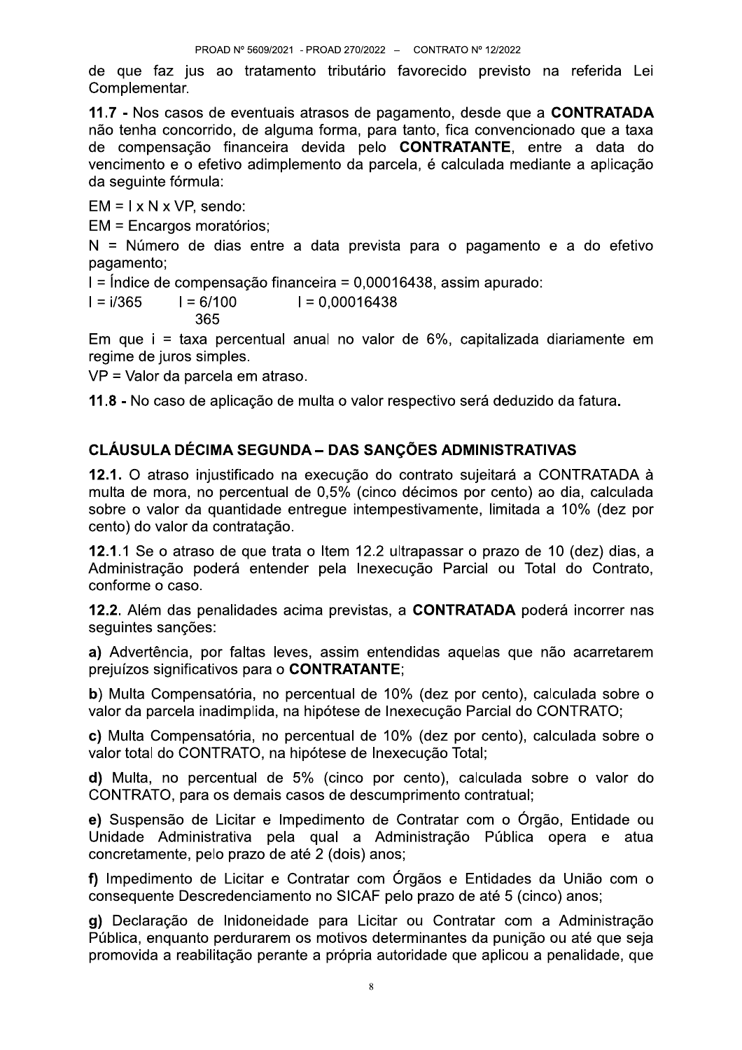de que faz jus ao tratamento tributário favorecido previsto na referida Lei Complementar.

**11.7 -** Nos casos de eventuais atrasos de pagamento, desde que a **CONTRATADA** não tenha concorrido, de alguma forma, para tanto, fica convencionado que a taxa de compensação financeira devida pelo **CONTRATANTE**, entre a data do vencimento e o efetivo adimplemento da parcela, é calculada mediante a aplicação da seguinte fórmula:

$EM = I \times N \times VP$, sendo:

EM = Encargos moratórios;

N = Número de dias entre a data prevista para o pagamento e a do efetivo pagamento;

I = Índice de compensação financeira = 0,00016438, assim apurado:

$I = i/365 \qquad I = \frac{6/100}{365} \qquad I = 0{,}00016438$

Em que i = taxa percentual anual no valor de 6%, capitalizada diariamente em regime de juros simples.

VP = Valor da parcela em atraso.

**11.8 -** No caso de aplicação de multa o valor respectivo será deduzido da fatura**.**

## CLÁUSULA DÉCIMA SEGUNDA – DAS SANÇÕES ADMINISTRATIVAS

**12.1.** O atraso injustificado na execução do contrato sujeitará a CONTRATADA à multa de mora, no percentual de 0,5% (cinco décimos por cento) ao dia, calculada sobre o valor da quantidade entregue intempestivamente, limitada a 10% (dez por cento) do valor da contratação.

**12.1**.1 Se o atraso de que trata o Item 12.2 ultrapassar o prazo de 10 (dez) dias, a Administração poderá entender pela Inexecução Parcial ou Total do Contrato, conforme o caso.

**12.2**. Além das penalidades acima previstas, a **CONTRATADA** poderá incorrer nas seguintes sanções:

**a)** Advertência, por faltas leves, assim entendidas aquelas que não acarretarem prejuízos significativos para o **CONTRATANTE**;

**b**) Multa Compensatória, no percentual de 10% (dez por cento), calculada sobre o valor da parcela inadimplida, na hipótese de Inexecução Parcial do CONTRATO;

**c)** Multa Compensatória, no percentual de 10% (dez por cento), calculada sobre o valor total do CONTRATO, na hipótese de Inexecução Total;

**d)** Multa, no percentual de 5% (cinco por cento), calculada sobre o valor do CONTRATO, para os demais casos de descumprimento contratual;

**e)** Suspensão de Licitar e Impedimento de Contratar com o Órgão, Entidade ou Unidade Administrativa pela qual a Administração Pública opera e atua concretamente, pelo prazo de até 2 (dois) anos;

**f)** Impedimento de Licitar e Contratar com Órgãos e Entidades da União com o consequente Descredenciamento no SICAF pelo prazo de até 5 (cinco) anos;

**g)** Declaração de Inidoneidade para Licitar ou Contratar com a Administração Pública, enquanto perdurarem os motivos determinantes da punição ou até que seja promovida a reabilitação perante a própria autoridade que aplicou a penalidade, que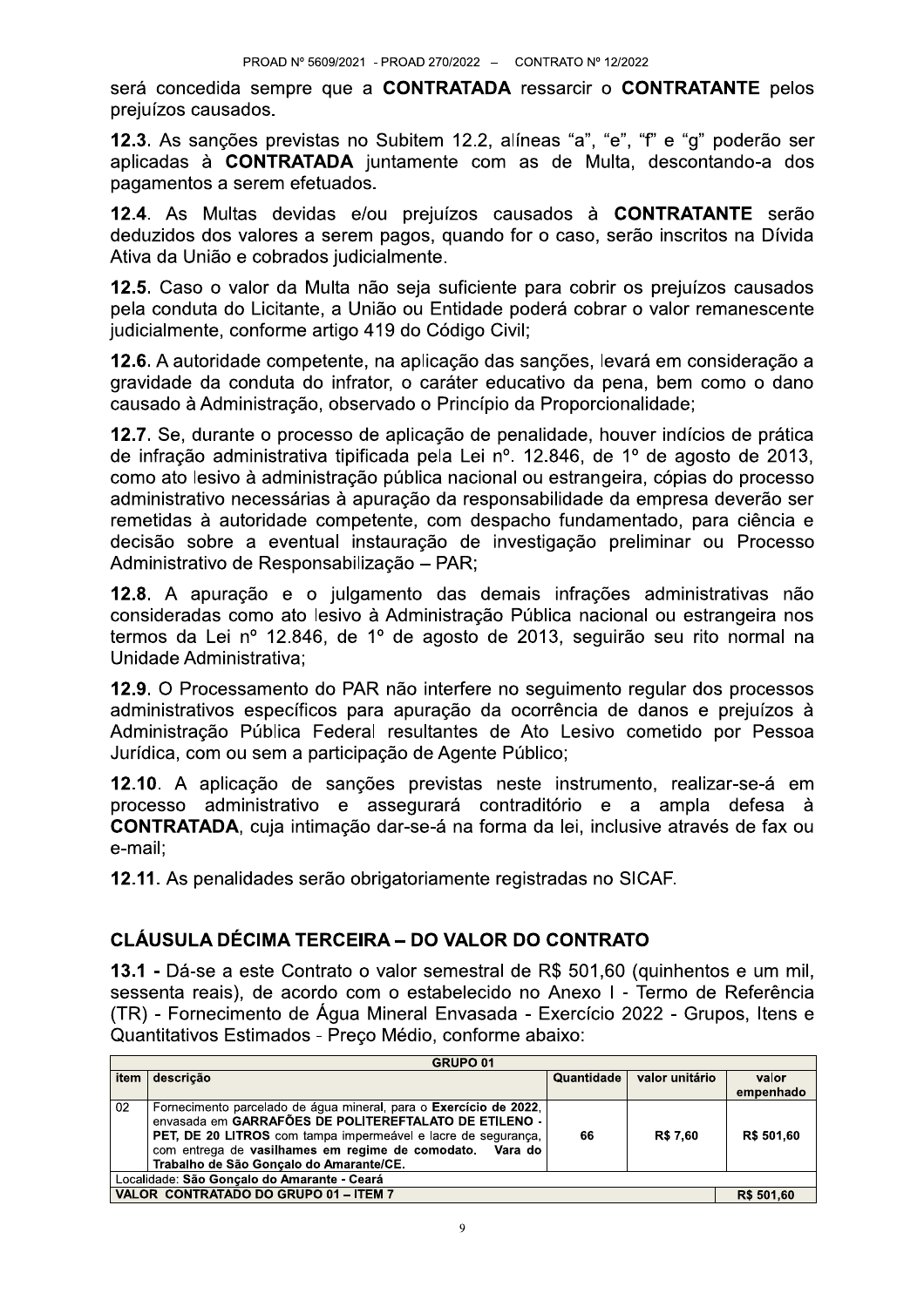será concedida sempre que a **CONTRATADA** ressarcir o **CONTRATANTE** pelos prejuízos causados.

**12.3**. As sanções previstas no Subitem 12.2, alíneas "a", "e", "f" e "g" poderão ser aplicadas à **CONTRATADA** juntamente com as de Multa, descontando-a dos pagamentos a serem efetuados.

**12.4**. As Multas devidas e/ou prejuízos causados à **CONTRATANTE** serão deduzidos dos valores a serem pagos, quando for o caso, serão inscritos na Dívida Ativa da União e cobrados judicialmente.

**12.5**. Caso o valor da Multa não seja suficiente para cobrir os prejuízos causados pela conduta do Licitante, a União ou Entidade poderá cobrar o valor remanescente judicialmente, conforme artigo 419 do Código Civil;

**12.6**. A autoridade competente, na aplicação das sanções, levará em consideração a gravidade da conduta do infrator, o caráter educativo da pena, bem como o dano causado à Administração, observado o Princípio da Proporcionalidade;

**12.7**. Se, durante o processo de aplicação de penalidade, houver indícios de prática de infração administrativa tipificada pela Lei nº. 12.846, de 1º de agosto de 2013, como ato lesivo à administração pública nacional ou estrangeira, cópias do processo administrativo necessárias à apuração da responsabilidade da empresa deverão ser remetidas à autoridade competente, com despacho fundamentado, para ciência e decisão sobre a eventual instauração de investigação preliminar ou Processo Administrativo de Responsabilização – PAR;

**12.8**. A apuração e o julgamento das demais infrações administrativas não consideradas como ato lesivo à Administração Pública nacional ou estrangeira nos termos da Lei nº 12.846, de 1º de agosto de 2013, seguirão seu rito normal na Unidade Administrativa;

**12.9**. O Processamento do PAR não interfere no seguimento regular dos processos administrativos específicos para apuração da ocorrência de danos e prejuízos à Administração Pública Federal resultantes de Ato Lesivo cometido por Pessoa Jurídica, com ou sem a participação de Agente Público;

**12.10**. A aplicação de sanções previstas neste instrumento, realizar-se-á em processo administrativo e assegurará contraditório e a ampla defesa à **CONTRATADA**, cuja intimação dar-se-á na forma da lei, inclusive através de fax ou e-mail;

**12.11**. As penalidades serão obrigatoriamente registradas no SICAF.

## CLÁUSULA DÉCIMA TERCEIRA – DO VALOR DO CONTRATO

**13.1 -** Dá-se a este Contrato o valor semestral de R$ 501,60 (quinhentos e um mil, sessenta reais), de acordo com o estabelecido no Anexo I - Termo de Referência (TR) - Fornecimento de Água Mineral Envasada - Exercício 2022 - Grupos, Itens e Quantitativos Estimados - Preço Médio, conforme abaixo:

| **GRUPO 01** | | | | |
|---|---|---|---|---|
| **item** | **descrição** | **Quantidade** | **valor unitário** | **valor empenhado** |
| 02 | Fornecimento parcelado de água mineral, para o **Exercício de 2022**, envasada em **GARRAFÕES DE POLITEREFTALATO DE ETILENO - PET, DE 20 LITROS** com tampa impermeável e lacre de segurança, com entrega de **vasilhames em regime de comodato.** **Vara do Trabalho de São Gonçalo do Amarante/CE.** | 66 | R$ 7,60 | R$ 501,60 |
| Localidade: **São Gonçalo do Amarante - Ceará** | | | | |
| **VALOR CONTRATADO DO GRUPO 01 – ITEM 7** | | | | **R$ 501,60** |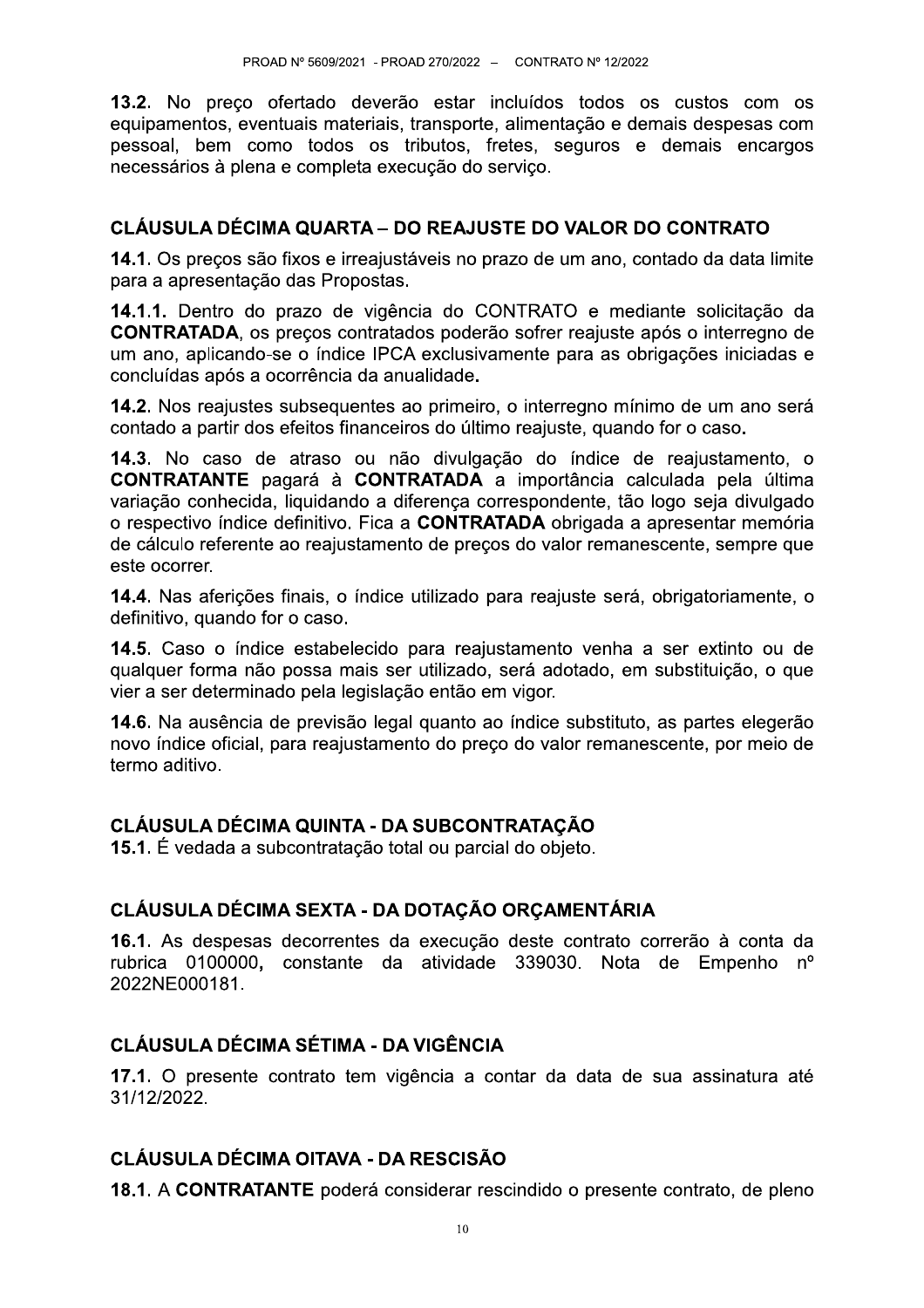**13.2**. No preço ofertado deverão estar incluídos todos os custos com os equipamentos, eventuais materiais, transporte, alimentação e demais despesas com pessoal, bem como todos os tributos, fretes, seguros e demais encargos necessários à plena e completa execução do serviço.

## CLÁUSULA DÉCIMA QUARTA – DO REAJUSTE DO VALOR DO CONTRATO

**14.1**. Os preços são fixos e irreajustáveis no prazo de um ano, contado da data limite para a apresentação das Propostas.

**14.1.1.** Dentro do prazo de vigência do CONTRATO e mediante solicitação da **CONTRATADA**, os preços contratados poderão sofrer reajuste após o interregno de um ano, aplicando-se o índice IPCA exclusivamente para as obrigações iniciadas e concluídas após a ocorrência da anualidade**.**

**14.2**. Nos reajustes subsequentes ao primeiro, o interregno mínimo de um ano será contado a partir dos efeitos financeiros do último reajuste, quando for o caso**.**

**14.3**. No caso de atraso ou não divulgação do índice de reajustamento, o **CONTRATANTE** pagará à **CONTRATADA** a importância calculada pela última variação conhecida, liquidando a diferença correspondente, tão logo seja divulgado o respectivo índice definitivo. Fica a **CONTRATADA** obrigada a apresentar memória de cálculo referente ao reajustamento de preços do valor remanescente, sempre que este ocorrer.

**14.4**. Nas aferições finais, o índice utilizado para reajuste será, obrigatoriamente, o definitivo, quando for o caso.

**14.5**. Caso o índice estabelecido para reajustamento venha a ser extinto ou de qualquer forma não possa mais ser utilizado, será adotado, em substituição, o que vier a ser determinado pela legislação então em vigor.

**14.6**. Na ausência de previsão legal quanto ao índice substituto, as partes elegerão novo índice oficial, para reajustamento do preço do valor remanescente, por meio de termo aditivo.

## CLÁUSULA DÉCIMA QUINTA - DA SUBCONTRATAÇÃO

**15.1**. É vedada a subcontratação total ou parcial do objeto.

## CLÁUSULA DÉCIMA SEXTA - DA DOTAÇÃO ORÇAMENTÁRIA

**16.1**. As despesas decorrentes da execução deste contrato correrão à conta da rubrica 0100000**,** constante da atividade 339030. Nota de Empenho nº 2022NE000181.

## CLÁUSULA DÉCIMA SÉTIMA - DA VIGÊNCIA

**17.1**. O presente contrato tem vigência a contar da data de sua assinatura até 31/12/2022.

## CLÁUSULA DÉCIMA OITAVA - DA RESCISÃO

**18.1**. A **CONTRATANTE** poderá considerar rescindido o presente contrato, de pleno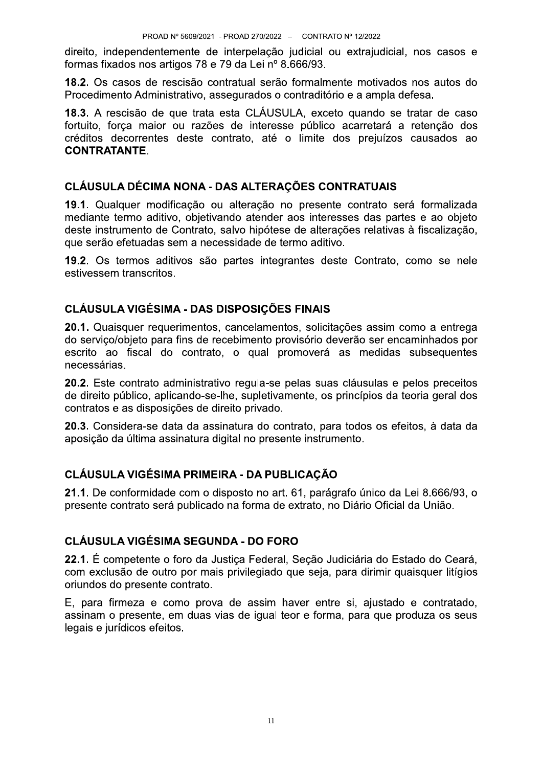direito, independentemente de interpelação judicial ou extrajudicial, nos casos e formas fixados nos artigos 78 e 79 da Lei nº 8.666/93.

**18.2**. Os casos de rescisão contratual serão formalmente motivados nos autos do Procedimento Administrativo, assegurados o contraditório e a ampla defesa.

**18.3**. A rescisão de que trata esta CLÁUSULA, exceto quando se tratar de caso fortuito, força maior ou razões de interesse público acarretará a retenção dos créditos decorrentes deste contrato, até o limite dos prejuízos causados ao **CONTRATANTE**.

## CLÁUSULA DÉCIMA NONA - DAS ALTERAÇÕES CONTRATUAIS

**19.1**. Qualquer modificação ou alteração no presente contrato será formalizada mediante termo aditivo, objetivando atender aos interesses das partes e ao objeto deste instrumento de Contrato, salvo hipótese de alterações relativas à fiscalização, que serão efetuadas sem a necessidade de termo aditivo.

**19.2**. Os termos aditivos são partes integrantes deste Contrato, como se nele estivessem transcritos.

## CLÁUSULA VIGÉSIMA - DAS DISPOSIÇÕES FINAIS

**20.1.** Quaisquer requerimentos, cancelamentos, solicitações assim como a entrega do serviço/objeto para fins de recebimento provisório deverão ser encaminhados por escrito ao fiscal do contrato, o qual promoverá as medidas subsequentes necessárias.

**20.2**. Este contrato administrativo regula-se pelas suas cláusulas e pelos preceitos de direito público, aplicando-se-lhe, supletivamente, os princípios da teoria geral dos contratos e as disposições de direito privado.

**20.3**. Considera-se data da assinatura do contrato, para todos os efeitos, à data da aposição da última assinatura digital no presente instrumento.

## CLÁUSULA VIGÉSIMA PRIMEIRA - DA PUBLICAÇÃO

**21.1**. De conformidade com o disposto no art. 61, parágrafo único da Lei 8.666/93, o presente contrato será publicado na forma de extrato, no Diário Oficial da União.

## CLÁUSULA VIGÉSIMA SEGUNDA - DO FORO

**22.1.** É competente o foro da Justiça Federal, Seção Judiciária do Estado do Ceará, com exclusão de outro por mais privilegiado que seja, para dirimir quaisquer litígios oriundos do presente contrato.

E, para firmeza e como prova de assim haver entre si, ajustado e contratado, assinam o presente, em duas vias de igual teor e forma, para que produza os seus legais e jurídicos efeitos.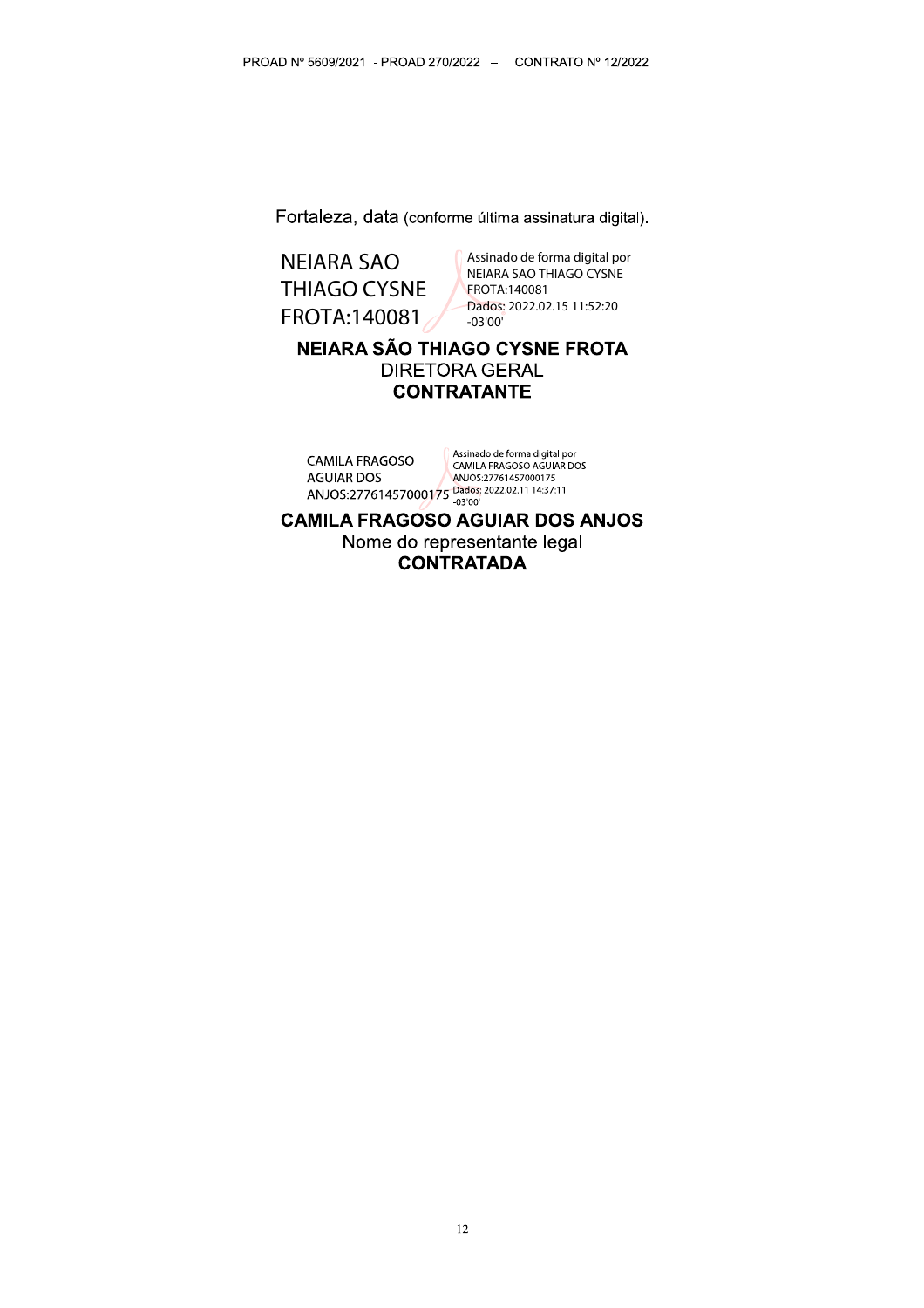Fortaleza, data (conforme última assinatura digital).

NEIARA SAO THIAGO CYSNE FROTA:140081

Assinado de forma digital por NEIARA SAO THIAGO CYSNE FROTA:140081
Dados: 2022.02.15 11:52:20 -03'00'

**NEIARA SÃO THIAGO CYSNE FROTA**
DIRETORA GERAL
**CONTRATANTE**

CAMILA FRAGOSO AGUIAR DOS ANJOS:27761457000175

Assinado de forma digital por CAMILA FRAGOSO AGUIAR DOS ANJOS:27761457000175
Dados: 2022.02.11 14:37:11 -03'00'

**CAMILA FRAGOSO AGUIAR DOS ANJOS**
Nome do representante legal
**CONTRATADA**